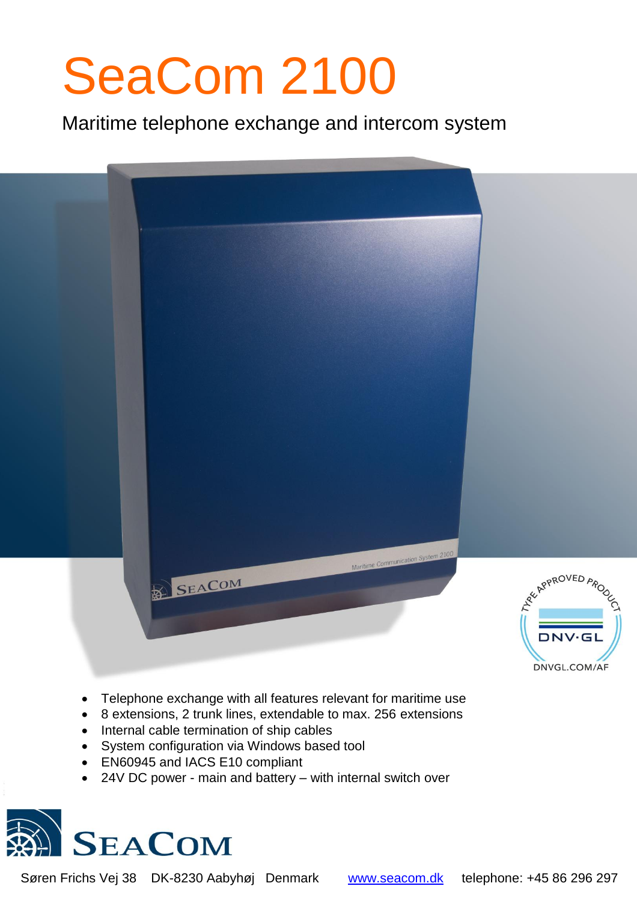# SeaCom 2100

## Maritime telephone exchange and intercom system

- Telephone exchange with all features relevant for maritime use
- 8 extensions, 2 trunk lines, extendable to max. 256 extensions
- Internal cable termination of ship cables
- System configuration via Windows based tool
- EN60945 and IACS E10 compliant
- 24V DC power - main and battery – with internal switch over

Søren Frichs Vej 38 DK-8230 Aabyhøj Denmark www.seacom.dk telephone: +45 86 296 297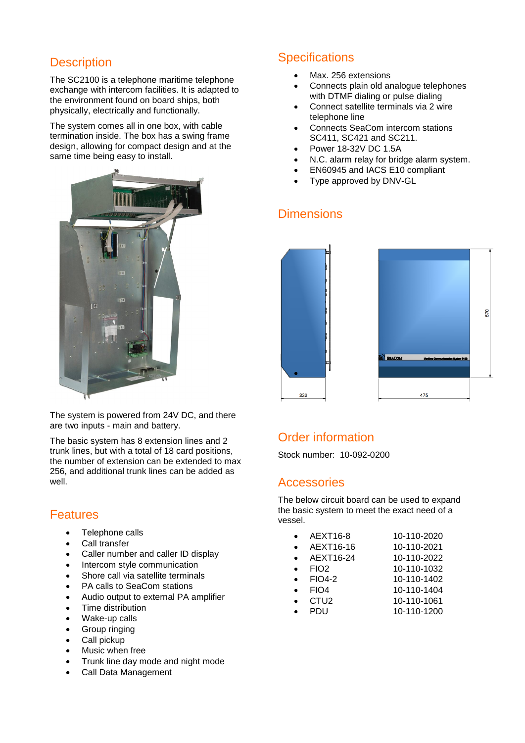## Description

The SC2100 is a telephone maritime telephone exchange with intercom facilities. It is adapted to the environment found on board ships, both physically, electrically and functionally.

The system comes all in one box, with cable termination inside. The box has a swing frame design, allowing for compact design and at the same time being easy to install.

The system is powered from 24V DC, and there are two inputs - main and battery.

The basic system has 8 extension lines and 2 trunk lines, but with a total of 18 card positions, the number of extension can be extended to max 256, and additional trunk lines can be added as well.

## Features

- Telephone calls
- Call transfer
- Caller number and caller ID display
- Intercom style communication
- Shore call via satellite terminals
- PA calls to SeaCom stations
- Audio output to external PA amplifier
- Time distribution
- Wake-up calls
- Group ringing
- Call pickup
- Music when free
- Trunk line day mode and night mode
- Call Data Management

## Specifications

- Max. 256 extensions
- Connects plain old analogue telephones with DTMF dialing or pulse dialing
- Connect satellite terminals via 2 wire telephone line
- Connects SeaCom intercom stations SC411, SC421 and SC211.
- Power 18-32V DC 1.5A
- N.C. alarm relay for bridge alarm system.
- EN60945 and IACS E10 compliant
- Type approved by DNV-GL

## Dimensions

232

475

670

## Order information

Stock number: 10-092-0200

## Accessories

The below circuit board can be used to expand the basic system to meet the exact need of a vessel.

- AEXT16-8 10-110-2020
- AEXT16-16 10-110-2021
- AEXT16-24 10-110-2022
- FIO2 10-110-1032
- FIO4-2 10-110-1402
- FIO4 10-110-1404
- CTU2 10-110-1061
- PDU 10-110-1200